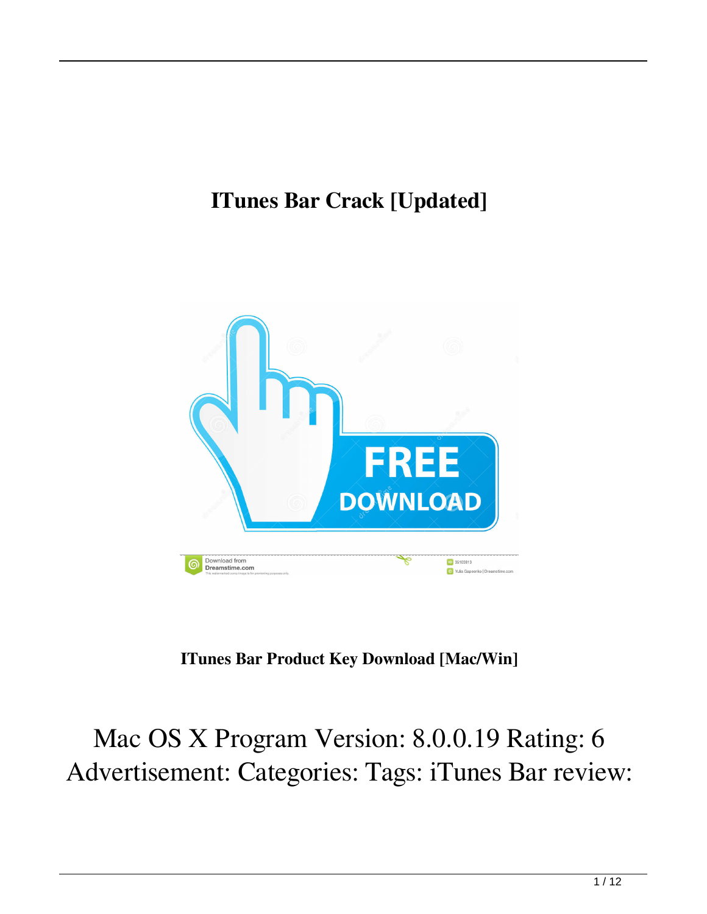# ITunes Bar Crack [Updated]

**ITunes Bar Product Key Download [Mac/Win]**

Mac OS X Program Version: 8.0.0.19 Rating: 6 Advertisement: Categories: Tags: iTunes Bar review: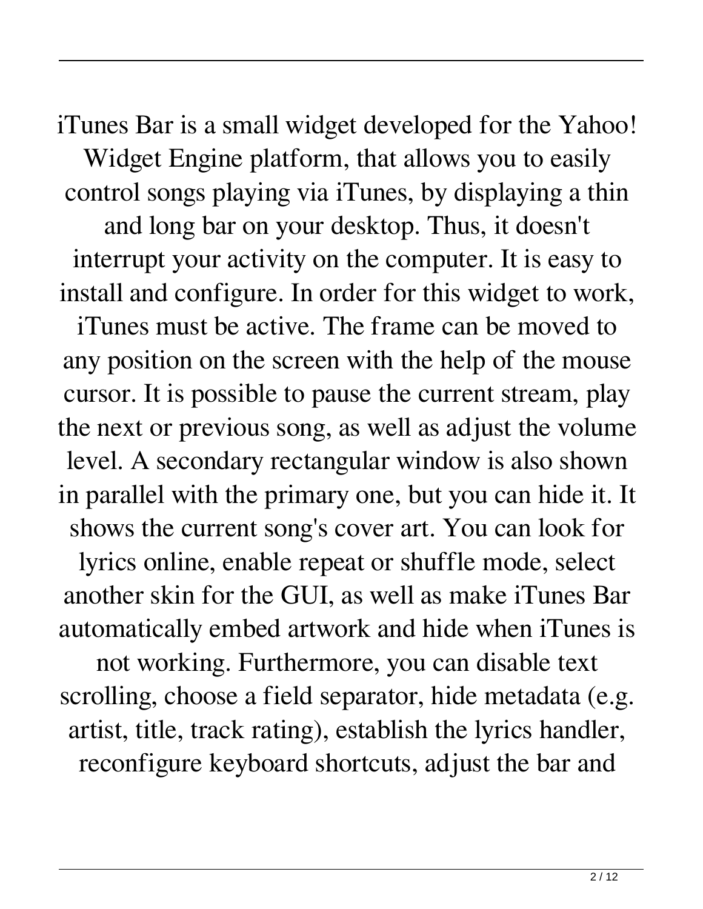iTunes Bar is a small widget developed for the Yahoo! Widget Engine platform, that allows you to easily control songs playing via iTunes, by displaying a thin and long bar on your desktop. Thus, it doesn't interrupt your activity on the computer. It is easy to install and configure. In order for this widget to work, iTunes must be active. The frame can be moved to any position on the screen with the help of the mouse cursor. It is possible to pause the current stream, play the next or previous song, as well as adjust the volume level. A secondary rectangular window is also shown in parallel with the primary one, but you can hide it. It shows the current song's cover art. You can look for lyrics online, enable repeat or shuffle mode, select another skin for the GUI, as well as make iTunes Bar automatically embed artwork and hide when iTunes is not working. Furthermore, you can disable text scrolling, choose a field separator, hide metadata (e.g. artist, title, track rating), establish the lyrics handler, reconfigure keyboard shortcuts, adjust the bar and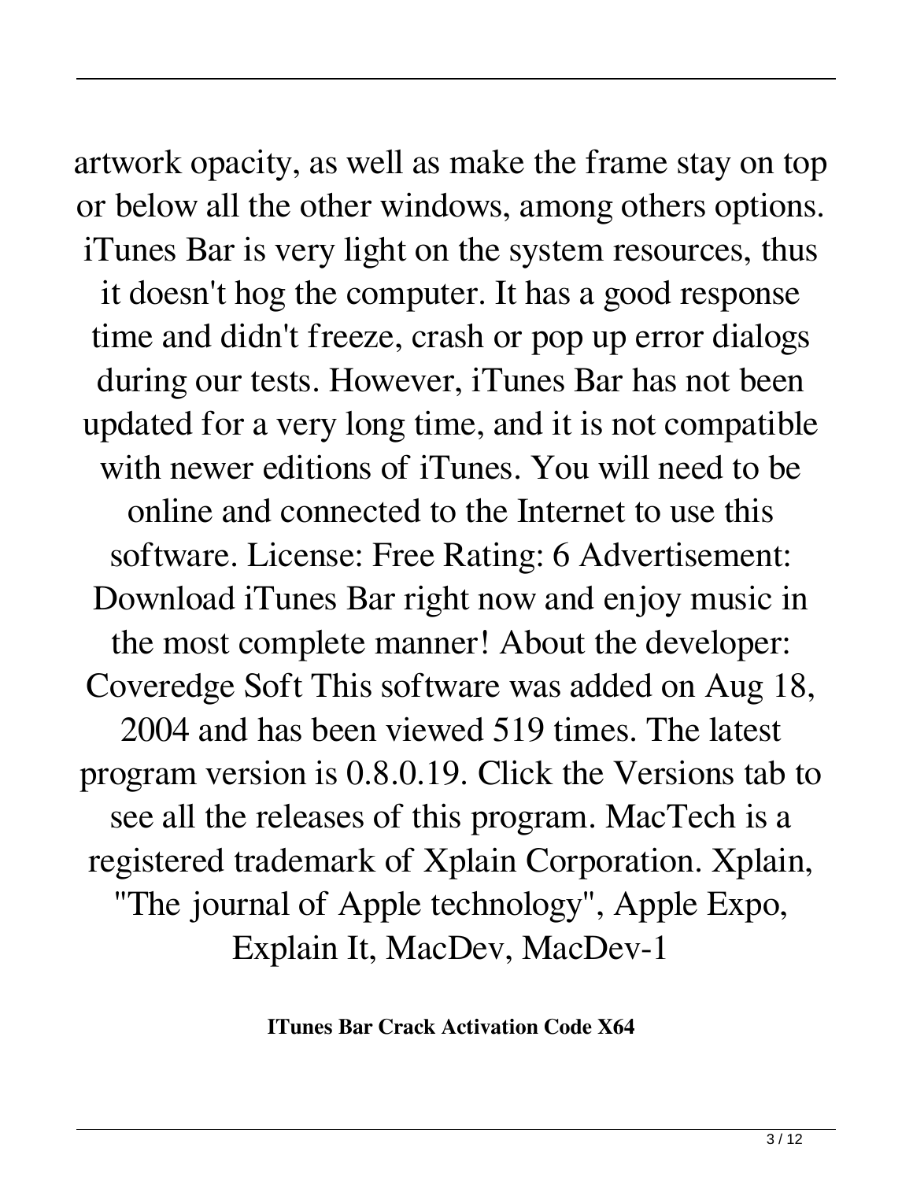artwork opacity, as well as make the frame stay on top or below all the other windows, among others options. iTunes Bar is very light on the system resources, thus it doesn't hog the computer. It has a good response time and didn't freeze, crash or pop up error dialogs during our tests. However, iTunes Bar has not been updated for a very long time, and it is not compatible with newer editions of iTunes. You will need to be online and connected to the Internet to use this software. License: Free Rating: 6 Advertisement: Download iTunes Bar right now and enjoy music in the most complete manner! About the developer: Coveredge Soft This software was added on Aug 18, 2004 and has been viewed 519 times. The latest program version is 0.8.0.19. Click the Versions tab to see all the releases of this program. MacTech is a registered trademark of Xplain Corporation. Xplain, "The journal of Apple technology", Apple Expo, Explain It, MacDev, MacDev-1

**ITunes Bar Crack Activation Code X64**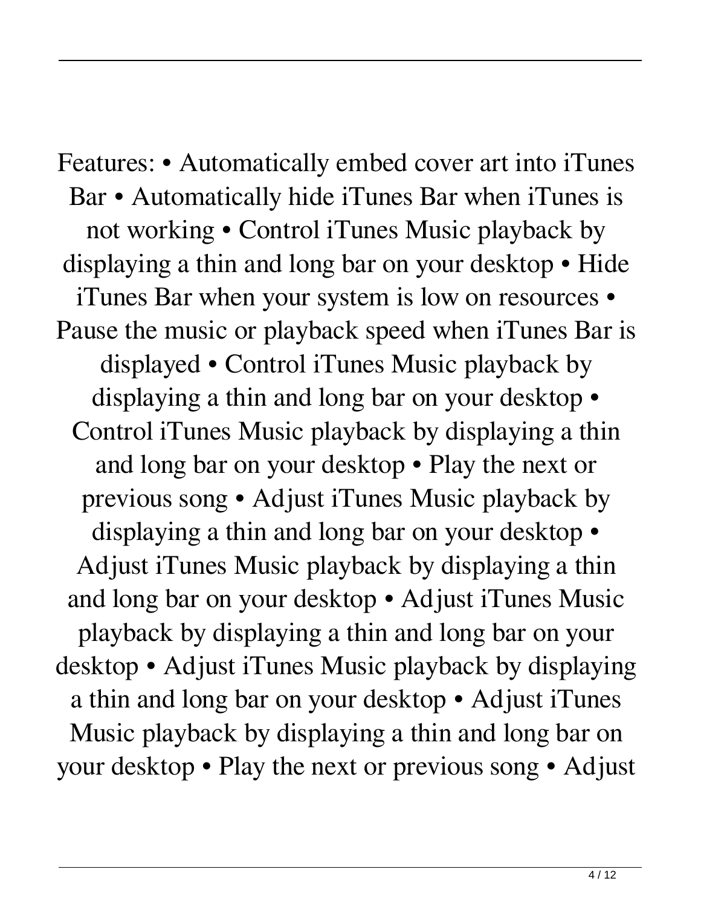Features: • Automatically embed cover art into iTunes Bar • Automatically hide iTunes Bar when iTunes is not working • Control iTunes Music playback by displaying a thin and long bar on your desktop • Hide iTunes Bar when your system is low on resources • Pause the music or playback speed when iTunes Bar is displayed • Control iTunes Music playback by displaying a thin and long bar on your desktop • Control iTunes Music playback by displaying a thin and long bar on your desktop • Play the next or previous song • Adjust iTunes Music playback by displaying a thin and long bar on your desktop • Adjust iTunes Music playback by displaying a thin and long bar on your desktop • Adjust iTunes Music playback by displaying a thin and long bar on your desktop • Adjust iTunes Music playback by displaying a thin and long bar on your desktop • Adjust iTunes Music playback by displaying a thin and long bar on your desktop • Play the next or previous song • Adjust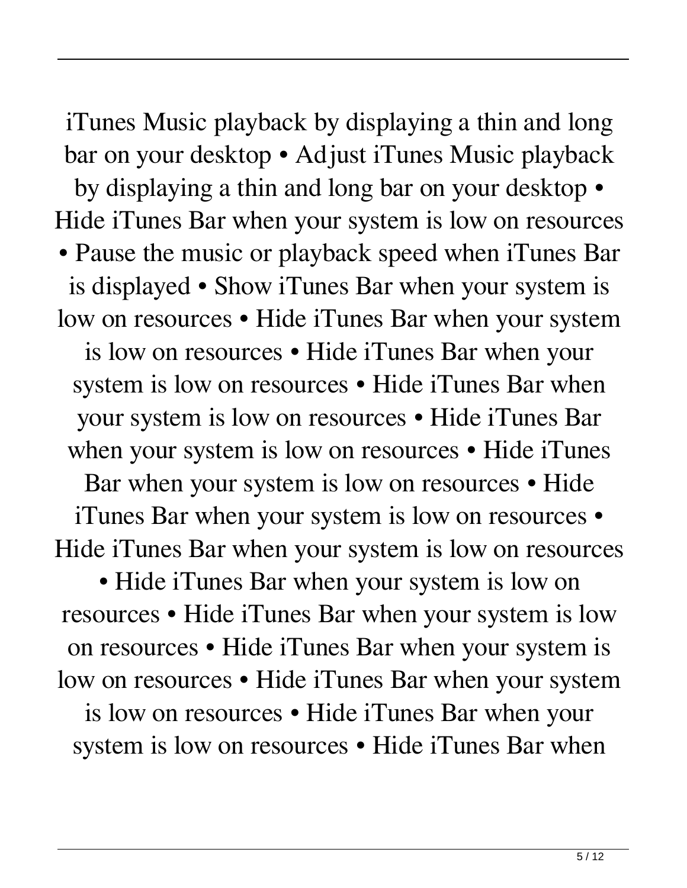iTunes Music playback by displaying a thin and long bar on your desktop • Adjust iTunes Music playback by displaying a thin and long bar on your desktop • Hide iTunes Bar when your system is low on resources • Pause the music or playback speed when iTunes Bar is displayed • Show iTunes Bar when your system is low on resources • Hide iTunes Bar when your system is low on resources • Hide iTunes Bar when your system is low on resources • Hide iTunes Bar when your system is low on resources • Hide iTunes Bar when your system is low on resources • Hide iTunes Bar when your system is low on resources • Hide iTunes Bar when your system is low on resources • Hide iTunes Bar when your system is low on resources • Hide iTunes Bar when your system is low on resources • Hide iTunes Bar when your system is low on resources • Hide iTunes Bar when your system is low on resources • Hide iTunes Bar when your system is low on resources • Hide iTunes Bar when your system is low on resources • Hide iTunes Bar when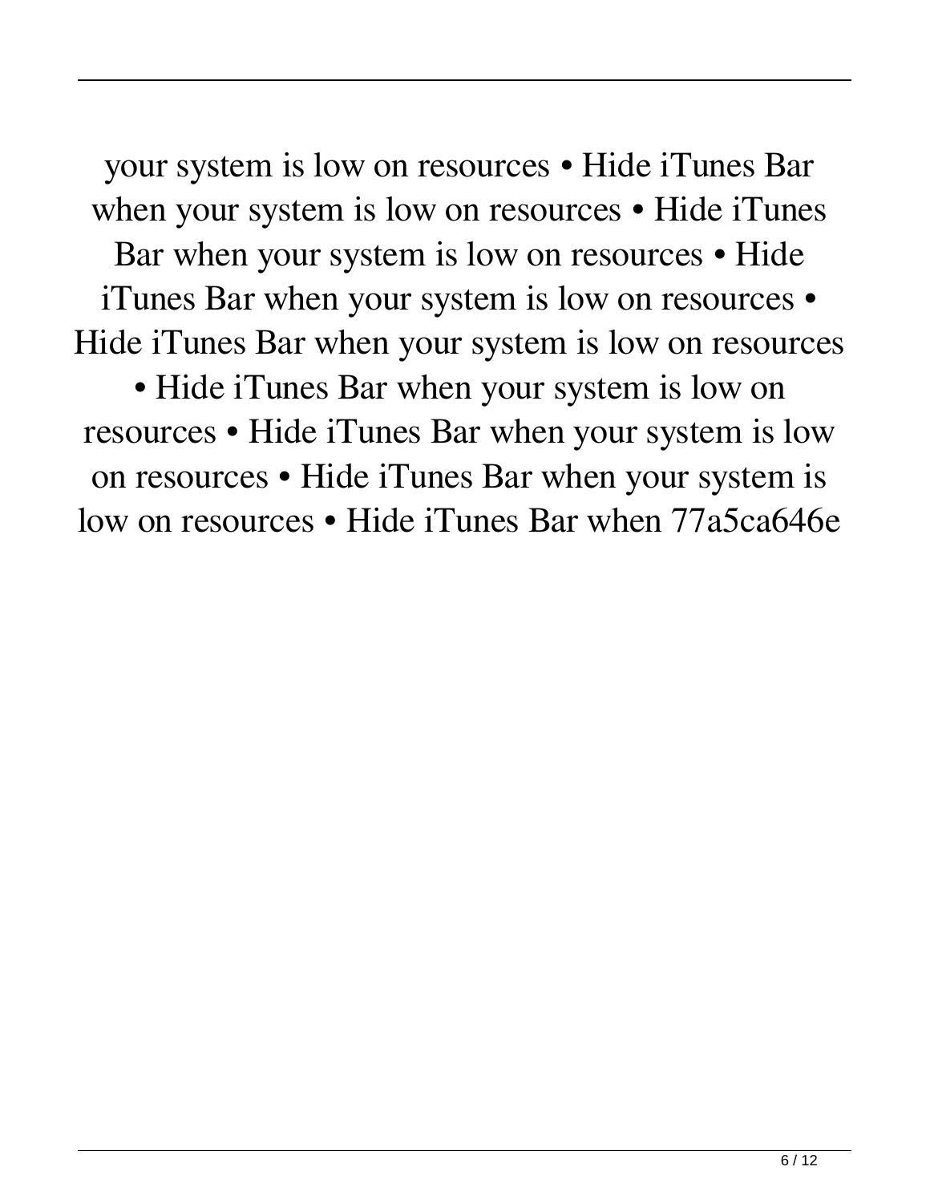your system is low on resources • Hide iTunes Bar when your system is low on resources • Hide iTunes Bar when your system is low on resources • Hide iTunes Bar when your system is low on resources • Hide iTunes Bar when your system is low on resources • Hide iTunes Bar when your system is low on resources • Hide iTunes Bar when your system is low on resources • Hide iTunes Bar when your system is low on resources • Hide iTunes Bar when 77a5ca646e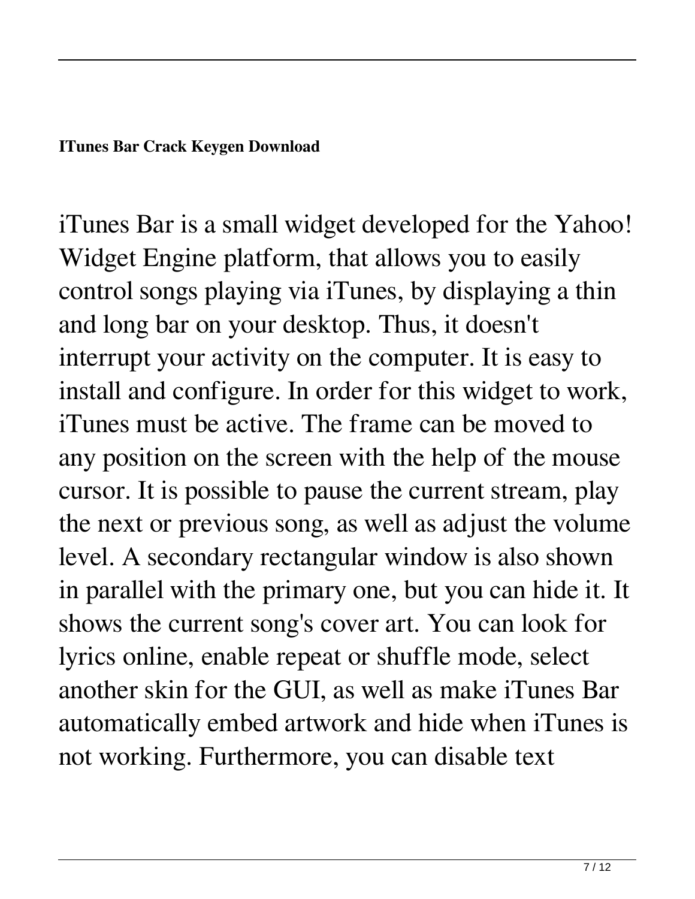**ITunes Bar Crack Keygen Download**

iTunes Bar is a small widget developed for the Yahoo! Widget Engine platform, that allows you to easily control songs playing via iTunes, by displaying a thin and long bar on your desktop. Thus, it doesn't interrupt your activity on the computer. It is easy to install and configure. In order for this widget to work, iTunes must be active. The frame can be moved to any position on the screen with the help of the mouse cursor. It is possible to pause the current stream, play the next or previous song, as well as adjust the volume level. A secondary rectangular window is also shown in parallel with the primary one, but you can hide it. It shows the current song's cover art. You can look for lyrics online, enable repeat or shuffle mode, select another skin for the GUI, as well as make iTunes Bar automatically embed artwork and hide when iTunes is not working. Furthermore, you can disable text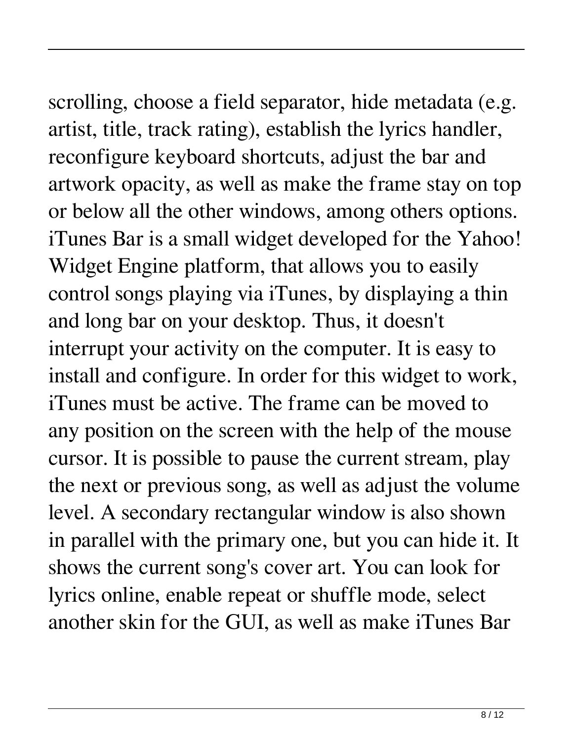scrolling, choose a field separator, hide metadata (e.g. artist, title, track rating), establish the lyrics handler, reconfigure keyboard shortcuts, adjust the bar and artwork opacity, as well as make the frame stay on top or below all the other windows, among others options. iTunes Bar is a small widget developed for the Yahoo! Widget Engine platform, that allows you to easily control songs playing via iTunes, by displaying a thin and long bar on your desktop. Thus, it doesn't interrupt your activity on the computer. It is easy to install and configure. In order for this widget to work, iTunes must be active. The frame can be moved to any position on the screen with the help of the mouse cursor. It is possible to pause the current stream, play the next or previous song, as well as adjust the volume level. A secondary rectangular window is also shown in parallel with the primary one, but you can hide it. It shows the current song's cover art. You can look for lyrics online, enable repeat or shuffle mode, select another skin for the GUI, as well as make iTunes Bar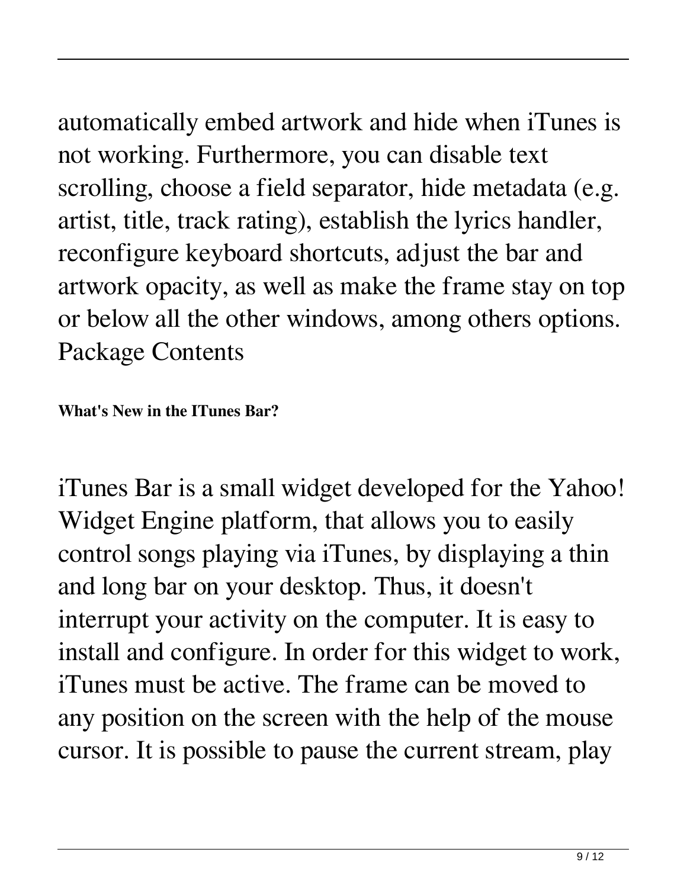automatically embed artwork and hide when iTunes is not working. Furthermore, you can disable text scrolling, choose a field separator, hide metadata (e.g. artist, title, track rating), establish the lyrics handler, reconfigure keyboard shortcuts, adjust the bar and artwork opacity, as well as make the frame stay on top or below all the other windows, among others options. Package Contents

**What's New in the ITunes Bar?**

iTunes Bar is a small widget developed for the Yahoo! Widget Engine platform, that allows you to easily control songs playing via iTunes, by displaying a thin and long bar on your desktop. Thus, it doesn't interrupt your activity on the computer. It is easy to install and configure. In order for this widget to work, iTunes must be active. The frame can be moved to any position on the screen with the help of the mouse cursor. It is possible to pause the current stream, play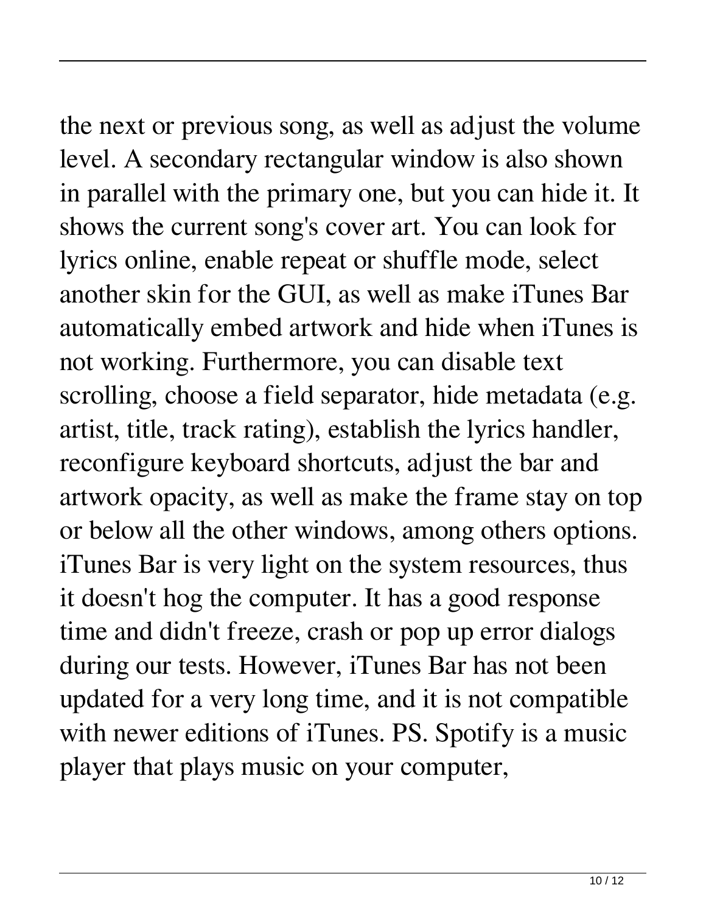the next or previous song, as well as adjust the volume level. A secondary rectangular window is also shown in parallel with the primary one, but you can hide it. It shows the current song's cover art. You can look for lyrics online, enable repeat or shuffle mode, select another skin for the GUI, as well as make iTunes Bar automatically embed artwork and hide when iTunes is not working. Furthermore, you can disable text scrolling, choose a field separator, hide metadata (e.g. artist, title, track rating), establish the lyrics handler, reconfigure keyboard shortcuts, adjust the bar and artwork opacity, as well as make the frame stay on top or below all the other windows, among others options. iTunes Bar is very light on the system resources, thus it doesn't hog the computer. It has a good response time and didn't freeze, crash or pop up error dialogs during our tests. However, iTunes Bar has not been updated for a very long time, and it is not compatible with newer editions of iTunes. PS. Spotify is a music player that plays music on your computer,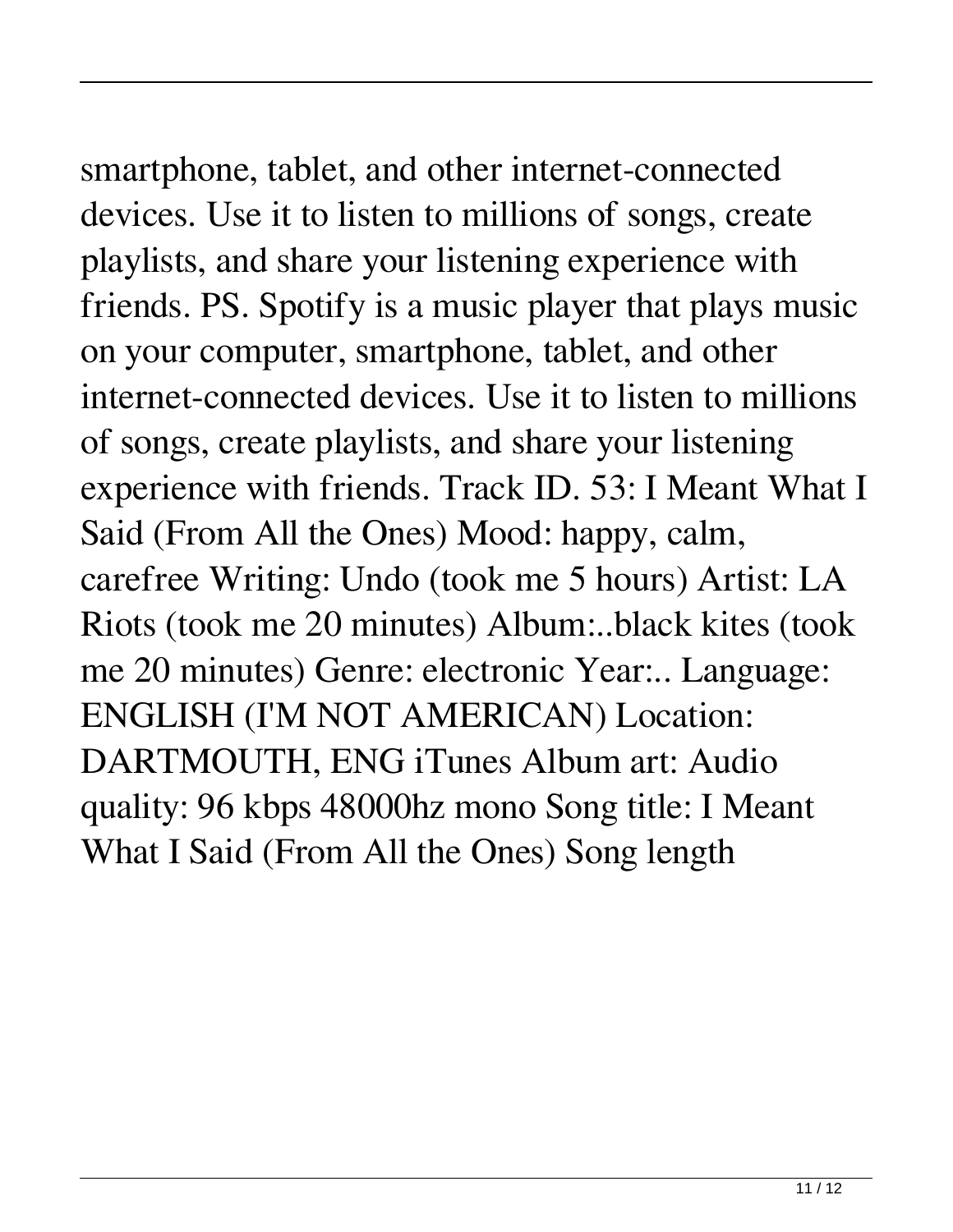smartphone, tablet, and other internet-connected devices. Use it to listen to millions of songs, create playlists, and share your listening experience with friends. PS. Spotify is a music player that plays music on your computer, smartphone, tablet, and other internet-connected devices. Use it to listen to millions of songs, create playlists, and share your listening experience with friends. Track ID. 53: I Meant What I Said (From All the Ones) Mood: happy, calm, carefree Writing: Undo (took me 5 hours) Artist: LA Riots (took me 20 minutes) Album:..black kites (took me 20 minutes) Genre: electronic Year:.. Language: ENGLISH (I'M NOT AMERICAN) Location: DARTMOUTH, ENG iTunes Album art: Audio quality: 96 kbps 48000hz mono Song title: I Meant What I Said (From All the Ones) Song length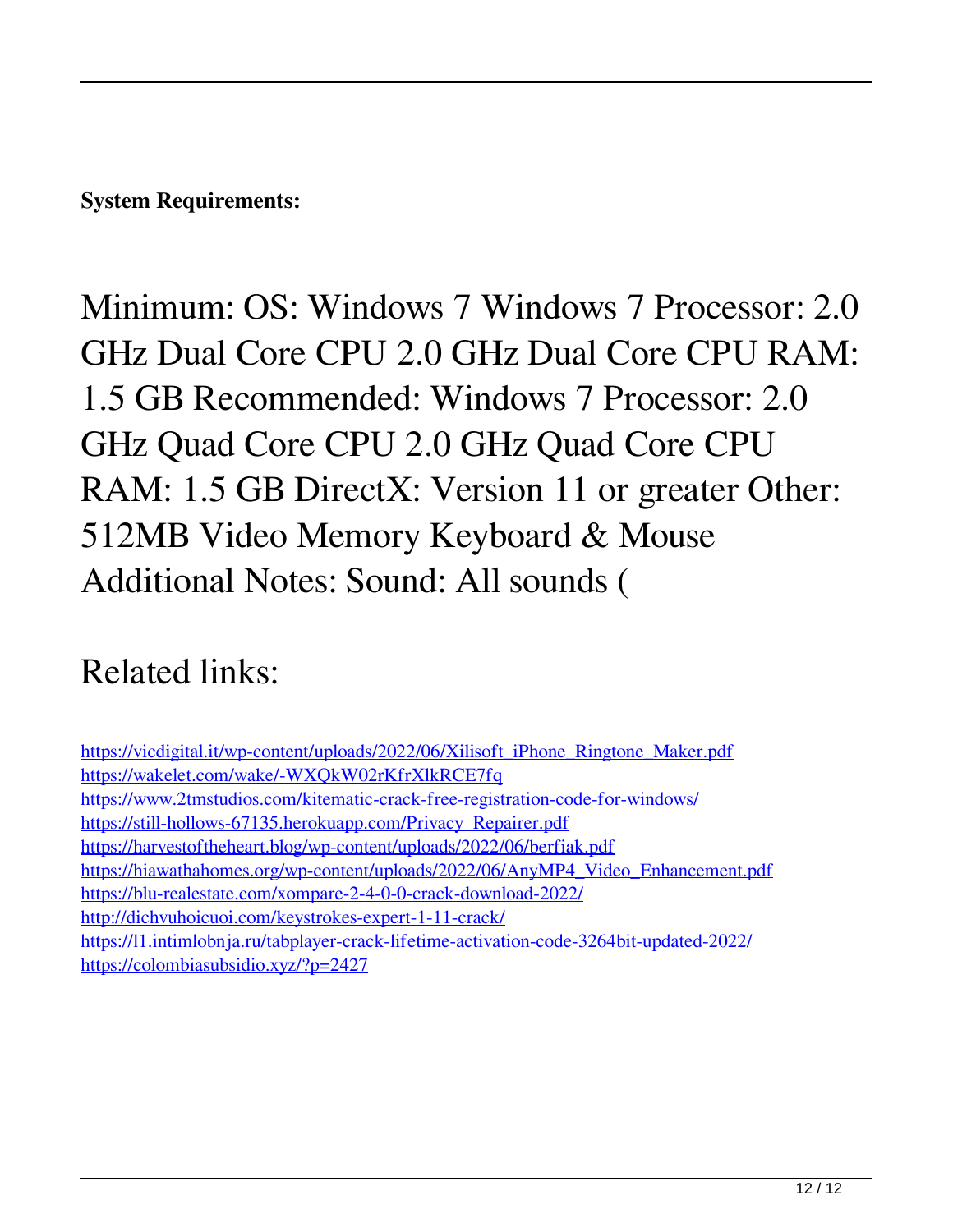**System Requirements:**

Minimum: OS: Windows 7 Windows 7 Processor: 2.0 GHz Dual Core CPU 2.0 GHz Dual Core CPU RAM: 1.5 GB Recommended: Windows 7 Processor: 2.0 GHz Quad Core CPU 2.0 GHz Quad Core CPU RAM: 1.5 GB DirectX: Version 11 or greater Other: 512MB Video Memory Keyboard & Mouse Additional Notes: Sound: All sounds (

Related links:

https://vicdigital.it/wp-content/uploads/2022/06/Xilisoft_iPhone_Ringtone_Maker.pdf
https://wakelet.com/wake/-WXQkW02rKfrXlkRCE7fq
https://www.2tmstudios.com/kitematic-crack-free-registration-code-for-windows/
https://still-hollows-67135.herokuapp.com/Privacy_Repairer.pdf
https://harvestoftheheart.blog/wp-content/uploads/2022/06/berfiak.pdf
https://hiawathahomes.org/wp-content/uploads/2022/06/AnyMP4_Video_Enhancement.pdf
https://blu-realestate.com/xompare-2-4-0-0-crack-download-2022/
http://dichvuhoicuoi.com/keystrokes-expert-1-11-crack/
https://l1.intimlobnja.ru/tabplayer-crack-lifetime-activation-code-3264bit-updated-2022/
https://colombiasubsidio.xyz/?p=2427